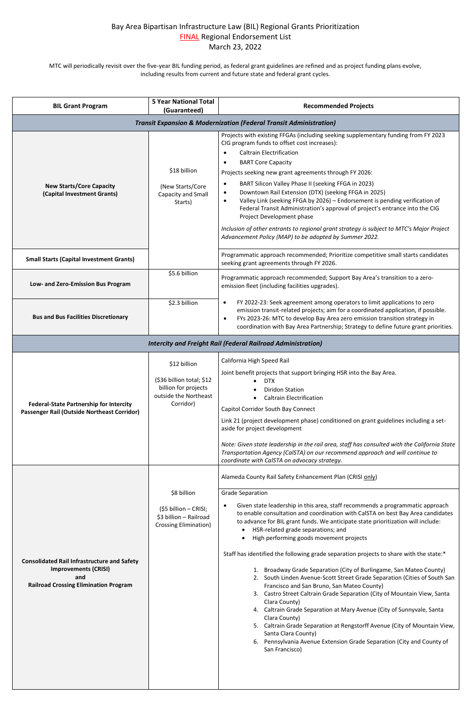# Bay Area Bipartisan Infrastructure Law (BIL) Regional Grants Prioritization
## FINAL Regional Endorsement List
### March 23, 2022

MTC will periodically revisit over the five-year BIL funding period, as federal grant guidelines are refined and as project funding plans evolve, including results from current and future state and federal grant cycles.

| BIL Grant Program | 5 Year National Total (Guaranteed) | Recommended Projects |
|---|---|---|
| ***Transit Expansion & Modernization (Federal Transit Administration)*** | | |
| **New Starts/Core Capacity (Capital Investment Grants)** | $18 billion (New Starts/Core Capacity and Small Starts) | Projects with existing FFGAs (including seeking supplementary funding from FY 2023 CIG program funds to offset cost increases): <br>• Caltrain Electrification <br>• BART Core Capacity <br>Projects seeking new grant agreements through FY 2026: <br>• BART Silicon Valley Phase II (seeking FFGA in 2023) <br>• Downtown Rail Extension (DTX) (seeking FFGA in 2025) <br>• Valley Link (seeking FFGA by 2026) – Endorsement is pending verification of Federal Transit Administration's approval of project's entrance into the CIG Project Development phase <br>*Inclusion of other entrants to regional grant strategy is subject to MTC's Major Project Advancement Policy (MAP) to be adopted by Summer 2022.* |
| **Small Starts (Capital Investment Grants)** | | Programmatic approach recommended; Prioritize competitive small starts candidates seeking grant agreements through FY 2026. |
| **Low- and Zero-Emission Bus Program** | $5.6 billion | Programmatic approach recommended; Support Bay Area's transition to a zero-emission fleet (including facilities upgrades). |
| **Bus and Bus Facilities Discretionary** | $2.3 billion | • FY 2022-23: Seek agreement among operators to limit applications to zero emission transit-related projects; aim for a coordinated application, if possible. <br>• FYs 2023-26: MTC to develop Bay Area zero emission transition strategy in coordination with Bay Area Partnership; Strategy to define future grant priorities. |
| ***Intercity and Freight Rail (Federal Railroad Administration)*** | | |
| **Federal-State Partnership for Intercity Passenger Rail (Outside Northeast Corridor)** | $12 billion ($36 billion total; $12 billion for projects outside the Northeast Corridor) | California High Speed Rail <br>Joint benefit projects that support bringing HSR into the Bay Area. <br>• DTX <br>• Diridon Station <br>• Caltrain Electrification <br>Capitol Corridor South Bay Connect <br>Link 21 (project development phase) conditioned on grant guidelines including a set-aside for project development <br>*Note: Given state leadership in the rail area, staff has consulted with the California State Transportation Agency (CalSTA) on our recommend approach and will continue to coordinate with CalSTA on advocacy strategy.* |
| **Consolidated Rail Infrastructure and Safety Improvements (CRISI) and Railroad Crossing Elimination Program** | $8 billion ($5 billion – CRISI; $3 billion – Railroad Crossing Elimination) | Alameda County Rail Safety Enhancement Plan (CRISI only) |
| | | Grade Separation <br>• Given state leadership in this area, staff recommends a programmatic approach to enable consultation and coordination with CalSTA on best Bay Area candidates to advance for BIL grant funds. We anticipate state prioritization will include: <br>&nbsp;&nbsp;• HSR-related grade separations; and <br>&nbsp;&nbsp;• High performing goods movement projects <br>Staff has identified the following grade separation projects to share with the state:* <br>1. Broadway Grade Separation (City of Burlingame, San Mateo County) <br>2. South Linden Avenue-Scott Street Grade Separation (Cities of South San Francisco and San Bruno, San Mateo County) <br>3. Castro Street Caltrain Grade Separation (City of Mountain View, Santa Clara County) <br>4. Caltrain Grade Separation at Mary Avenue (City of Sunnyvale, Santa Clara County) <br>5. Caltrain Grade Separation at Rengstorff Avenue (City of Mountain View, Santa Clara County) <br>6. Pennsylvania Avenue Extension Grade Separation (City and County of San Francisco) |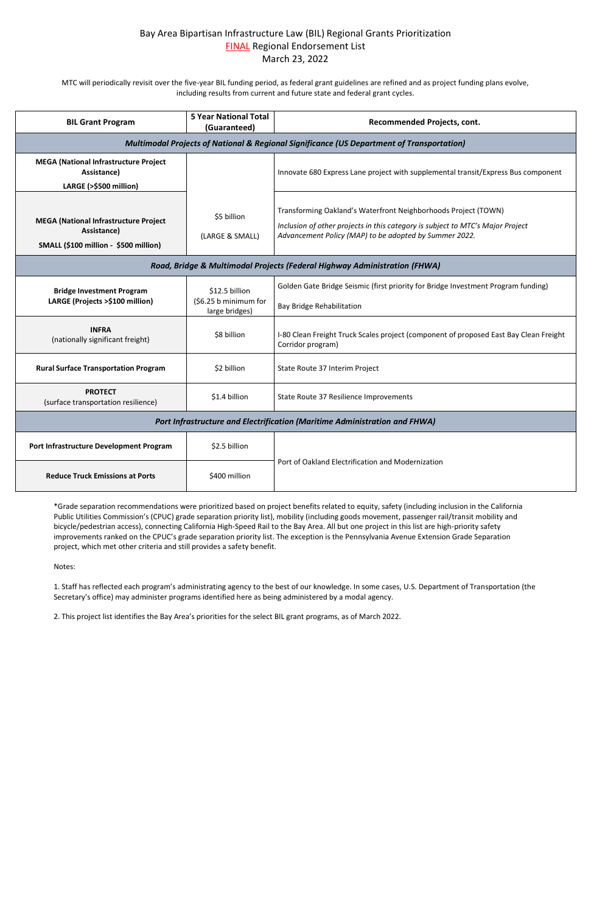Bay Area Bipartisan Infrastructure Law (BIL) Regional Grants Prioritization
FINAL Regional Endorsement List
March 23, 2022

MTC will periodically revisit over the five-year BIL funding period, as federal grant guidelines are refined and as project funding plans evolve, including results from current and future state and federal grant cycles.

| BIL Grant Program | 5 Year National Total (Guaranteed) | Recommended Projects, cont. |
|---|---|---|
| ***Multimodal Projects of National & Regional Significance (US Department of Transportation)*** | | |
| **MEGA (National Infrastructure Project Assistance)** **LARGE (>$500 million)** | $5 billion (LARGE & SMALL) | Innovate 680 Express Lane project with supplemental transit/Express Bus component |
| **MEGA (National Infrastructure Project Assistance)** **SMALL ($100 million - $500 million)** | | Transforming Oakland's Waterfront Neighborhoods Project (TOWN) *Inclusion of other projects in this category is subject to MTC's Major Project Advancement Policy (MAP) to be adopted by Summer 2022.* |
| ***Road, Bridge & Multimodal Projects (Federal Highway Administration (FHWA)*** | | |
| **Bridge Investment Program LARGE (Projects >$100 million)** | $12.5 billion ($6.25 b minimum for large bridges) | Golden Gate Bridge Seismic (first priority for Bridge Investment Program funding) Bay Bridge Rehabilitation |
| **INFRA** (nationally significant freight) | $8 billion | I-80 Clean Freight Truck Scales project (component of proposed East Bay Clean Freight Corridor program) |
| **Rural Surface Transportation Program** | $2 billion | State Route 37 Interim Project |
| **PROTECT** (surface transportation resilience) | $1.4 billion | State Route 37 Resilience Improvements |
| ***Port Infrastructure and Electrification (Maritime Administration and FHWA)*** | | |
| **Port Infrastructure Development Program** | $2.5 billion | Port of Oakland Electrification and Modernization |
| **Reduce Truck Emissions at Ports** | $400 million | |

*Grade separation recommendations were prioritized based on project benefits related to equity, safety (including inclusion in the California Public Utilities Commission's (CPUC) grade separation priority list), mobility (including goods movement, passenger rail/transit mobility and bicycle/pedestrian access), connecting California High-Speed Rail to the Bay Area. All but one project in this list are high-priority safety improvements ranked on the CPUC's grade separation priority list. The exception is the Pennsylvania Avenue Extension Grade Separation project, which met other criteria and still provides a safety benefit.

Notes:

1. Staff has reflected each program's administrating agency to the best of our knowledge. In some cases, U.S. Department of Transportation (the Secretary's office) may administer programs identified here as being administered by a modal agency.

2. This project list identifies the Bay Area's priorities for the select BIL grant programs, as of March 2022.